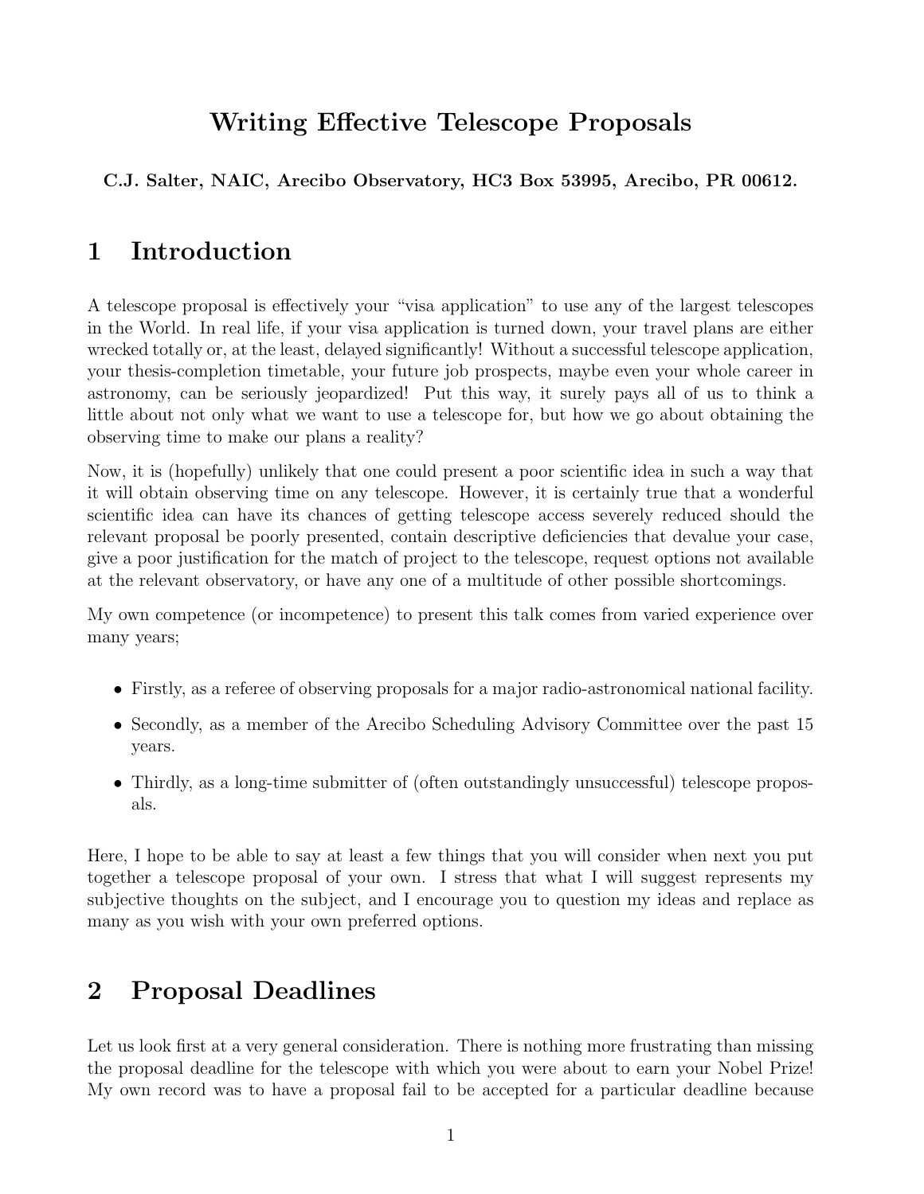# Writing Effective Telescope Proposals

**C.J. Salter, NAIC, Arecibo Observatory, HC3 Box 53995, Arecibo, PR 00612.**

## 1 Introduction

A telescope proposal is effectively your "visa application" to use any of the largest telescopes in the World. In real life, if your visa application is turned down, your travel plans are either wrecked totally or, at the least, delayed significantly! Without a successful telescope application, your thesis-completion timetable, your future job prospects, maybe even your whole career in astronomy, can be seriously jeopardized! Put this way, it surely pays all of us to think a little about not only what we want to use a telescope for, but how we go about obtaining the observing time to make our plans a reality?

Now, it is (hopefully) unlikely that one could present a poor scientific idea in such a way that it will obtain observing time on any telescope. However, it is certainly true that a wonderful scientific idea can have its chances of getting telescope access severely reduced should the relevant proposal be poorly presented, contain descriptive deficiencies that devalue your case, give a poor justification for the match of project to the telescope, request options not available at the relevant observatory, or have any one of a multitude of other possible shortcomings.

My own competence (or incompetence) to present this talk comes from varied experience over many years;

- Firstly, as a referee of observing proposals for a major radio-astronomical national facility.
- Secondly, as a member of the Arecibo Scheduling Advisory Committee over the past 15 years.
- Thirdly, as a long-time submitter of (often outstandingly unsuccessful) telescope proposals.

Here, I hope to be able to say at least a few things that you will consider when next you put together a telescope proposal of your own. I stress that what I will suggest represents my subjective thoughts on the subject, and I encourage you to question my ideas and replace as many as you wish with your own preferred options.

## 2 Proposal Deadlines

Let us look first at a very general consideration. There is nothing more frustrating than missing the proposal deadline for the telescope with which you were about to earn your Nobel Prize! My own record was to have a proposal fail to be accepted for a particular deadline because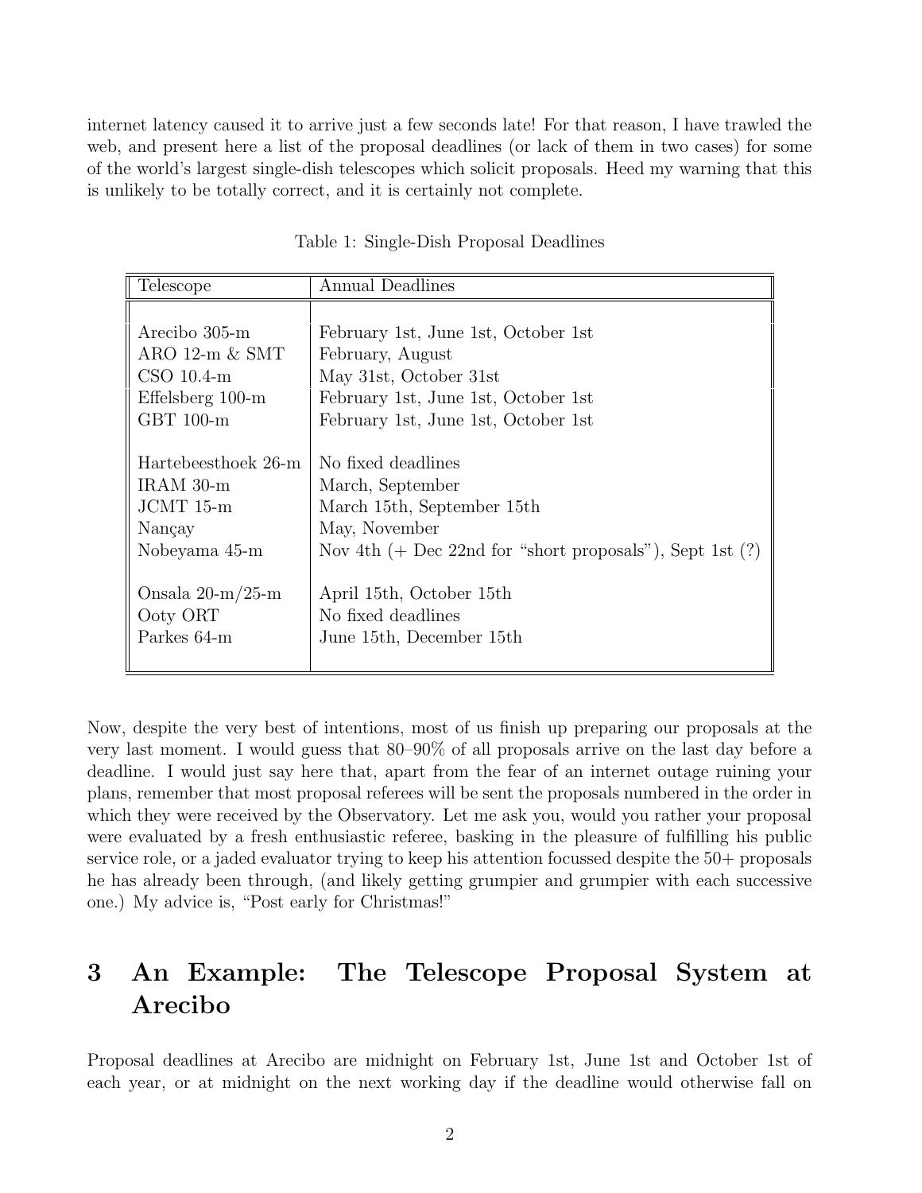internet latency caused it to arrive just a few seconds late! For that reason, I have trawled the web, and present here a list of the proposal deadlines (or lack of them in two cases) for some of the world's largest single-dish telescopes which solicit proposals. Heed my warning that this is unlikely to be totally correct, and it is certainly not complete.

Table 1: Single-Dish Proposal Deadlines

| Telescope | Annual Deadlines |
| --- | --- |
| Arecibo 305-m | February 1st, June 1st, October 1st |
| ARO 12-m & SMT | February, August |
| CSO 10.4-m | May 31st, October 31st |
| Effelsberg 100-m | February 1st, June 1st, October 1st |
| GBT 100-m | February 1st, June 1st, October 1st |
| Hartebeesthoek 26-m | No fixed deadlines |
| IRAM 30-m | March, September |
| JCMT 15-m | March 15th, September 15th |
| Nançay | May, November |
| Nobeyama 45-m | Nov 4th (+ Dec 22nd for "short proposals"), Sept 1st (?) |
| Onsala 20-m/25-m | April 15th, October 15th |
| Ooty ORT | No fixed deadlines |
| Parkes 64-m | June 15th, December 15th |

Now, despite the very best of intentions, most of us finish up preparing our proposals at the very last moment. I would guess that 80–90% of all proposals arrive on the last day before a deadline. I would just say here that, apart from the fear of an internet outage ruining your plans, remember that most proposal referees will be sent the proposals numbered in the order in which they were received by the Observatory. Let me ask you, would you rather your proposal were evaluated by a fresh enthusiastic referee, basking in the pleasure of fulfilling his public service role, or a jaded evaluator trying to keep his attention focussed despite the 50+ proposals he has already been through, (and likely getting grumpier and grumpier with each successive one.) My advice is, "Post early for Christmas!"

# 3 An Example: The Telescope Proposal System at Arecibo

Proposal deadlines at Arecibo are midnight on February 1st, June 1st and October 1st of each year, or at midnight on the next working day if the deadline would otherwise fall on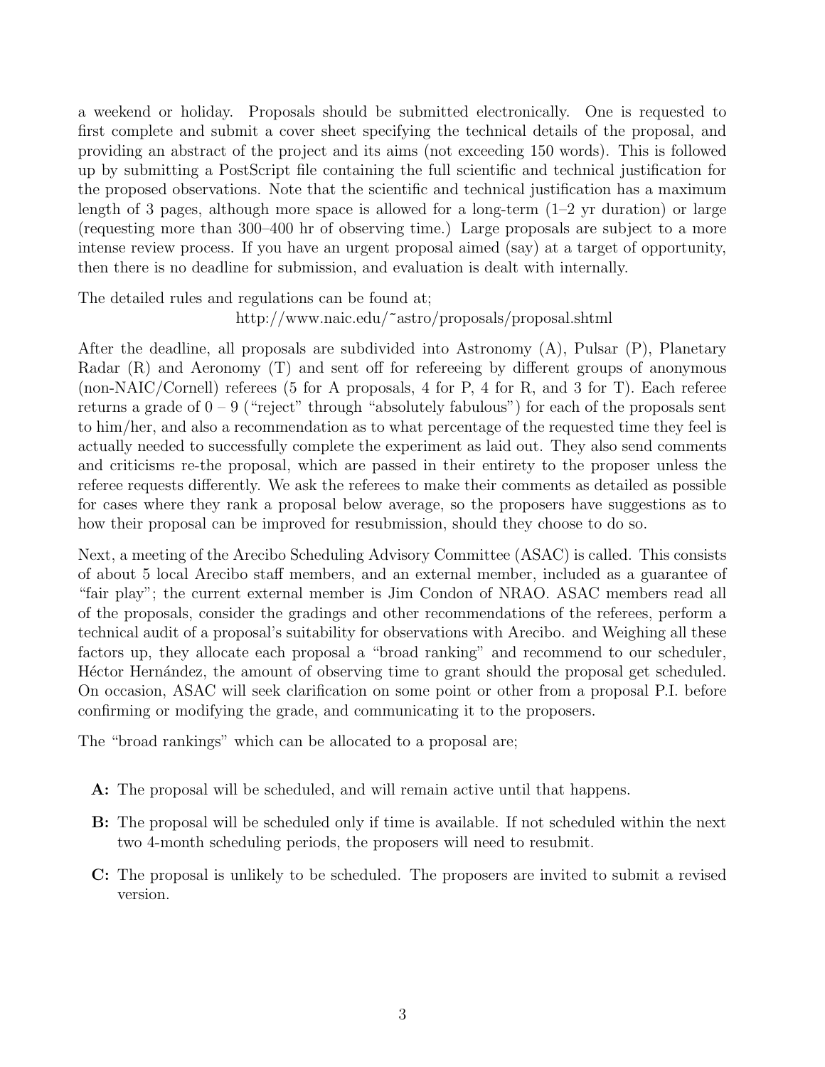a weekend or holiday. Proposals should be submitted electronically. One is requested to first complete and submit a cover sheet specifying the technical details of the proposal, and providing an abstract of the project and its aims (not exceeding 150 words). This is followed up by submitting a PostScript file containing the full scientific and technical justification for the proposed observations. Note that the scientific and technical justification has a maximum length of 3 pages, although more space is allowed for a long-term (1–2 yr duration) or large (requesting more than 300–400 hr of observing time.) Large proposals are subject to a more intense review process. If you have an urgent proposal aimed (say) at a target of opportunity, then there is no deadline for submission, and evaluation is dealt with internally.

The detailed rules and regulations can be found at;

http://www.naic.edu/~astro/proposals/proposal.shtml

After the deadline, all proposals are subdivided into Astronomy (A), Pulsar (P), Planetary Radar (R) and Aeronomy (T) and sent off for refereeing by different groups of anonymous (non-NAIC/Cornell) referees (5 for A proposals, 4 for P, 4 for R, and 3 for T). Each referee returns a grade of 0 – 9 ("reject" through "absolutely fabulous") for each of the proposals sent to him/her, and also a recommendation as to what percentage of the requested time they feel is actually needed to successfully complete the experiment as laid out. They also send comments and criticisms re-the proposal, which are passed in their entirety to the proposer unless the referee requests differently. We ask the referees to make their comments as detailed as possible for cases where they rank a proposal below average, so the proposers have suggestions as to how their proposal can be improved for resubmission, should they choose to do so.

Next, a meeting of the Arecibo Scheduling Advisory Committee (ASAC) is called. This consists of about 5 local Arecibo staff members, and an external member, included as a guarantee of "fair play"; the current external member is Jim Condon of NRAO. ASAC members read all of the proposals, consider the gradings and other recommendations of the referees, perform a technical audit of a proposal's suitability for observations with Arecibo. and Weighing all these factors up, they allocate each proposal a "broad ranking" and recommend to our scheduler, Héctor Hernández, the amount of observing time to grant should the proposal get scheduled. On occasion, ASAC will seek clarification on some point or other from a proposal P.I. before confirming or modifying the grade, and communicating it to the proposers.

The "broad rankings" which can be allocated to a proposal are;

- **A:** The proposal will be scheduled, and will remain active until that happens.
- **B:** The proposal will be scheduled only if time is available. If not scheduled within the next two 4-month scheduling periods, the proposers will need to resubmit.
- **C:** The proposal is unlikely to be scheduled. The proposers are invited to submit a revised version.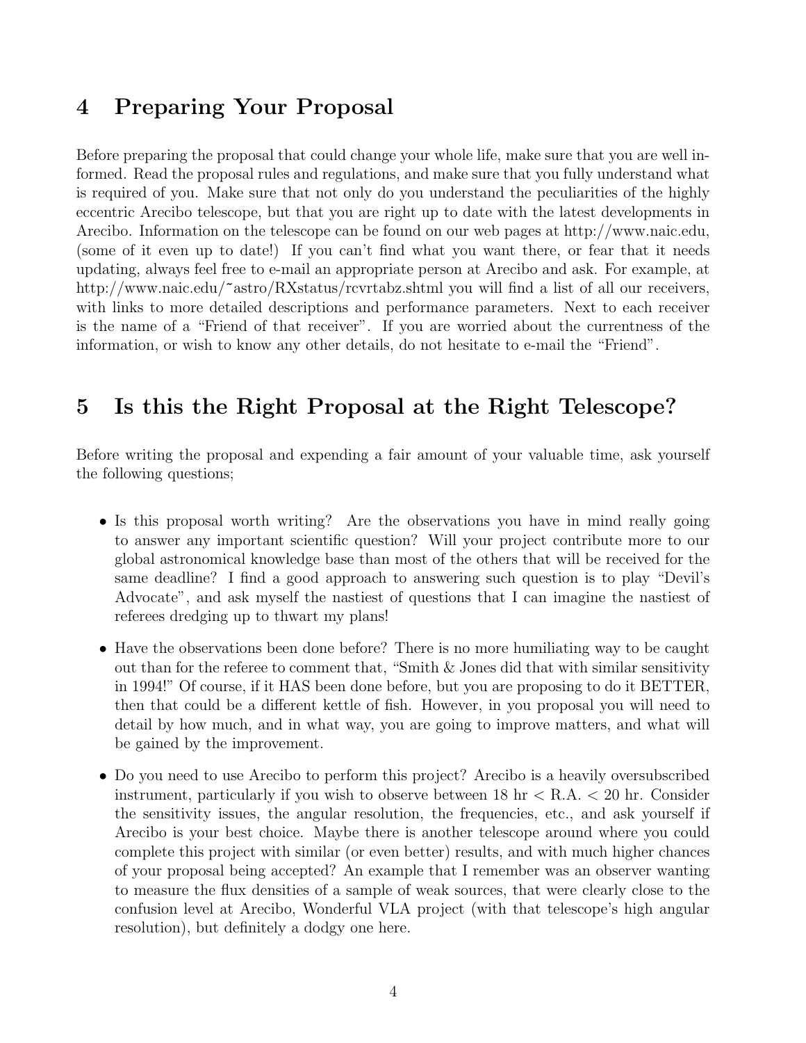## 4 Preparing Your Proposal

Before preparing the proposal that could change your whole life, make sure that you are well informed. Read the proposal rules and regulations, and make sure that you fully understand what is required of you. Make sure that not only do you understand the peculiarities of the highly eccentric Arecibo telescope, but that you are right up to date with the latest developments in Arecibo. Information on the telescope can be found on our web pages at http://www.naic.edu, (some of it even up to date!) If you can't find what you want there, or fear that it needs updating, always feel free to e-mail an appropriate person at Arecibo and ask. For example, at http://www.naic.edu/~astro/RXstatus/rcvrtabz.shtml you will find a list of all our receivers, with links to more detailed descriptions and performance parameters. Next to each receiver is the name of a "Friend of that receiver". If you are worried about the currentness of the information, or wish to know any other details, do not hesitate to e-mail the "Friend".

## 5 Is this the Right Proposal at the Right Telescope?

Before writing the proposal and expending a fair amount of your valuable time, ask yourself the following questions;

- Is this proposal worth writing? Are the observations you have in mind really going to answer any important scientific question? Will your project contribute more to our global astronomical knowledge base than most of the others that will be received for the same deadline? I find a good approach to answering such question is to play "Devil's Advocate", and ask myself the nastiest of questions that I can imagine the nastiest of referees dredging up to thwart my plans!
- Have the observations been done before? There is no more humiliating way to be caught out than for the referee to comment that, "Smith & Jones did that with similar sensitivity in 1994!" Of course, if it HAS been done before, but you are proposing to do it BETTER, then that could be a different kettle of fish. However, in you proposal you will need to detail by how much, and in what way, you are going to improve matters, and what will be gained by the improvement.
- Do you need to use Arecibo to perform this project? Arecibo is a heavily oversubscribed instrument, particularly if you wish to observe between 18 hr < R.A. < 20 hr. Consider the sensitivity issues, the angular resolution, the frequencies, etc., and ask yourself if Arecibo is your best choice. Maybe there is another telescope around where you could complete this project with similar (or even better) results, and with much higher chances of your proposal being accepted? An example that I remember was an observer wanting to measure the flux densities of a sample of weak sources, that were clearly close to the confusion level at Arecibo, Wonderful VLA project (with that telescope's high angular resolution), but definitely a dodgy one here.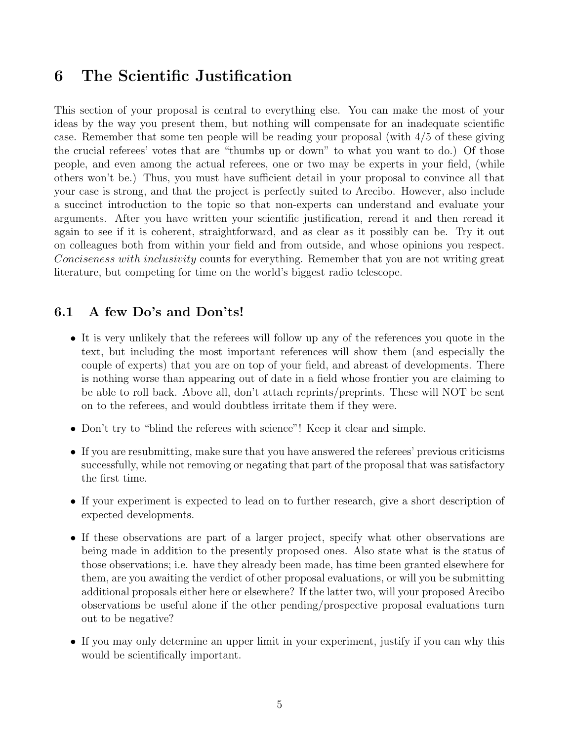## 6 The Scientific Justification

This section of your proposal is central to everything else. You can make the most of your ideas by the way you present them, but nothing will compensate for an inadequate scientific case. Remember that some ten people will be reading your proposal (with 4/5 of these giving the crucial referees' votes that are "thumbs up or down" to what you want to do.) Of those people, and even among the actual referees, one or two may be experts in your field, (while others won't be.) Thus, you must have sufficient detail in your proposal to convince all that your case is strong, and that the project is perfectly suited to Arecibo. However, also include a succinct introduction to the topic so that non-experts can understand and evaluate your arguments. After you have written your scientific justification, reread it and then reread it again to see if it is coherent, straightforward, and as clear as it possibly can be. Try it out on colleagues both from within your field and from outside, and whose opinions you respect. *Conciseness with inclusivity* counts for everything. Remember that you are not writing great literature, but competing for time on the world's biggest radio telescope.

### 6.1 A few Do's and Don'ts!

- It is very unlikely that the referees will follow up any of the references you quote in the text, but including the most important references will show them (and especially the couple of experts) that you are on top of your field, and abreast of developments. There is nothing worse than appearing out of date in a field whose frontier you are claiming to be able to roll back. Above all, don't attach reprints/preprints. These will NOT be sent on to the referees, and would doubtless irritate them if they were.
- Don't try to "blind the referees with science"! Keep it clear and simple.
- If you are resubmitting, make sure that you have answered the referees' previous criticisms successfully, while not removing or negating that part of the proposal that was satisfactory the first time.
- If your experiment is expected to lead on to further research, give a short description of expected developments.
- If these observations are part of a larger project, specify what other observations are being made in addition to the presently proposed ones. Also state what is the status of those observations; i.e. have they already been made, has time been granted elsewhere for them, are you awaiting the verdict of other proposal evaluations, or will you be submitting additional proposals either here or elsewhere? If the latter two, will your proposed Arecibo observations be useful alone if the other pending/prospective proposal evaluations turn out to be negative?
- If you may only determine an upper limit in your experiment, justify if you can why this would be scientifically important.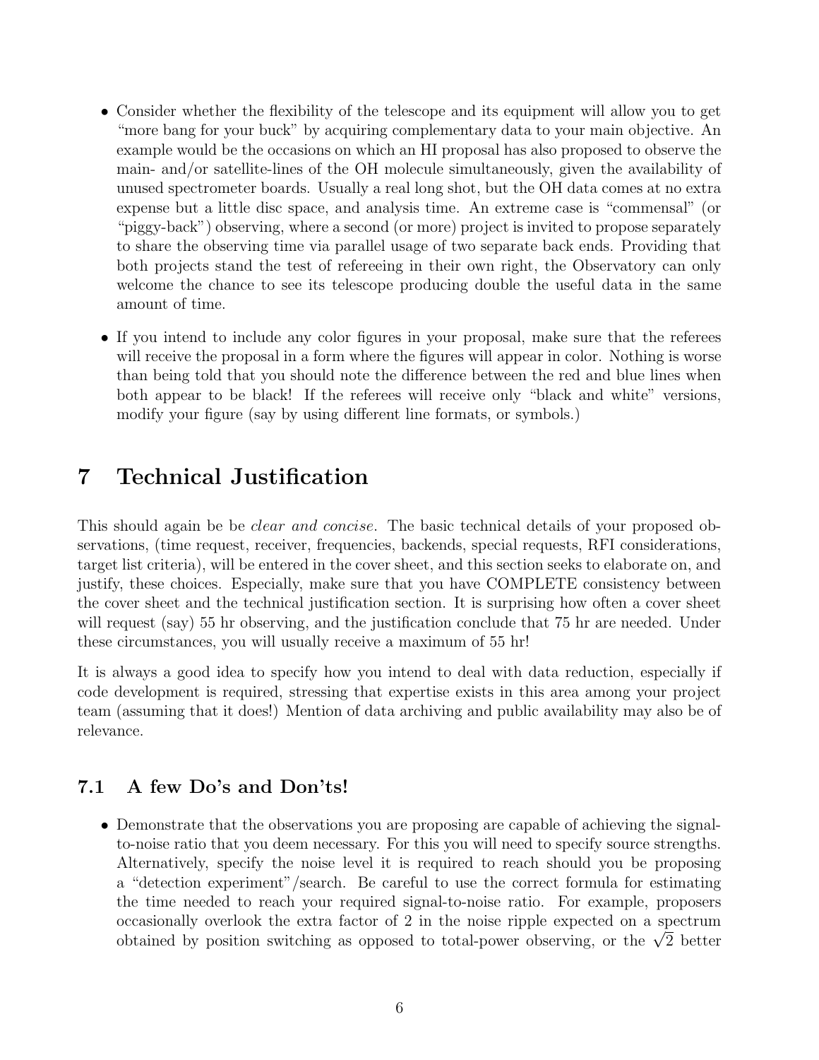- Consider whether the flexibility of the telescope and its equipment will allow you to get "more bang for your buck" by acquiring complementary data to your main objective. An example would be the occasions on which an HI proposal has also proposed to observe the main- and/or satellite-lines of the OH molecule simultaneously, given the availability of unused spectrometer boards. Usually a real long shot, but the OH data comes at no extra expense but a little disc space, and analysis time. An extreme case is "commensal" (or "piggy-back") observing, where a second (or more) project is invited to propose separately to share the observing time via parallel usage of two separate back ends. Providing that both projects stand the test of refereeing in their own right, the Observatory can only welcome the chance to see its telescope producing double the useful data in the same amount of time.

- If you intend to include any color figures in your proposal, make sure that the referees will receive the proposal in a form where the figures will appear in color. Nothing is worse than being told that you should note the difference between the red and blue lines when both appear to be black! If the referees will receive only "black and white" versions, modify your figure (say by using different line formats, or symbols.)

# 7 Technical Justification

This should again be be *clear and concise*. The basic technical details of your proposed observations, (time request, receiver, frequencies, backends, special requests, RFI considerations, target list criteria), will be entered in the cover sheet, and this section seeks to elaborate on, and justify, these choices. Especially, make sure that you have COMPLETE consistency between the cover sheet and the technical justification section. It is surprising how often a cover sheet will request (say) 55 hr observing, and the justification conclude that 75 hr are needed. Under these circumstances, you will usually receive a maximum of 55 hr!

It is always a good idea to specify how you intend to deal with data reduction, especially if code development is required, stressing that expertise exists in this area among your project team (assuming that it does!) Mention of data archiving and public availability may also be of relevance.

## 7.1 A few Do's and Don'ts!

- Demonstrate that the observations you are proposing are capable of achieving the signal-to-noise ratio that you deem necessary. For this you will need to specify source strengths. Alternatively, specify the noise level it is required to reach should you be proposing a "detection experiment"/search. Be careful to use the correct formula for estimating the time needed to reach your required signal-to-noise ratio. For example, proposers occasionally overlook the extra factor of 2 in the noise ripple expected on a spectrum obtained by position switching as opposed to total-power observing, or the $\sqrt{2}$ better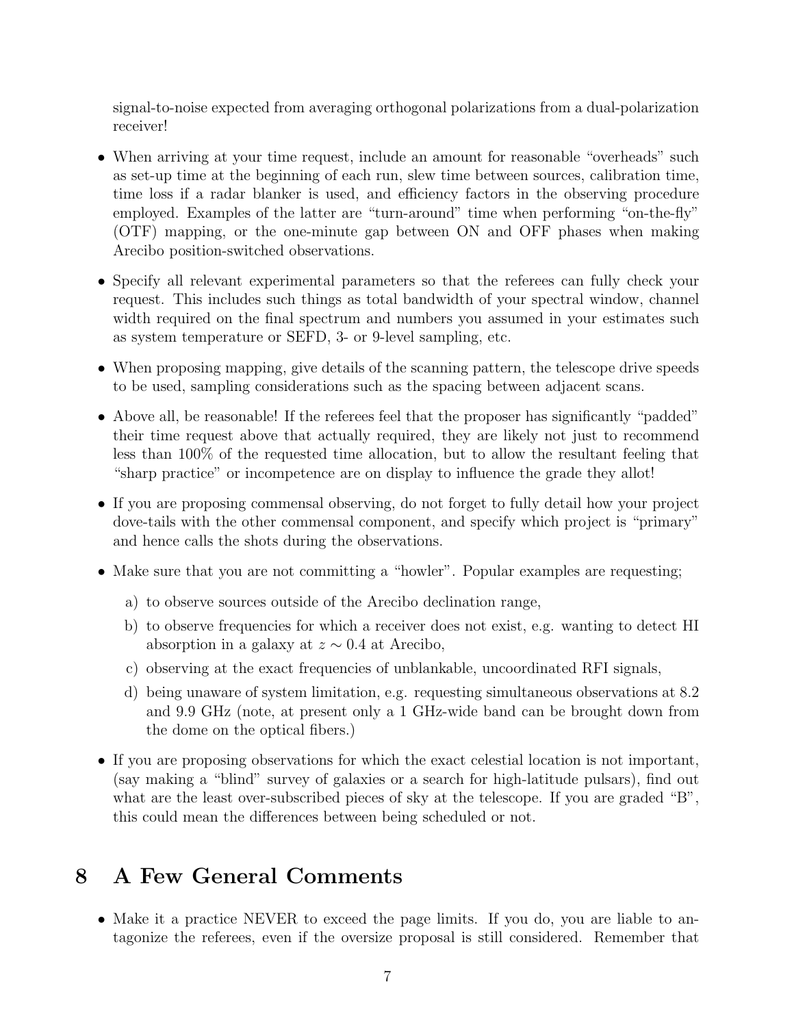signal-to-noise expected from averaging orthogonal polarizations from a dual-polarization receiver!

- When arriving at your time request, include an amount for reasonable "overheads" such as set-up time at the beginning of each run, slew time between sources, calibration time, time loss if a radar blanker is used, and efficiency factors in the observing procedure employed. Examples of the latter are "turn-around" time when performing "on-the-fly" (OTF) mapping, or the one-minute gap between ON and OFF phases when making Arecibo position-switched observations.
- Specify all relevant experimental parameters so that the referees can fully check your request. This includes such things as total bandwidth of your spectral window, channel width required on the final spectrum and numbers you assumed in your estimates such as system temperature or SEFD, 3- or 9-level sampling, etc.
- When proposing mapping, give details of the scanning pattern, the telescope drive speeds to be used, sampling considerations such as the spacing between adjacent scans.
- Above all, be reasonable! If the referees feel that the proposer has significantly "padded" their time request above that actually required, they are likely not just to recommend less than 100% of the requested time allocation, but to allow the resultant feeling that "sharp practice" or incompetence are on display to influence the grade they allot!
- If you are proposing commensal observing, do not forget to fully detail how your project dove-tails with the other commensal component, and specify which project is "primary" and hence calls the shots during the observations.
- Make sure that you are not committing a "howler". Popular examples are requesting;
  a) to observe sources outside of the Arecibo declination range,
  b) to observe frequencies for which a receiver does not exist, e.g. wanting to detect HI absorption in a galaxy at $z \sim 0.4$ at Arecibo,
  c) observing at the exact frequencies of unblankable, uncoordinated RFI signals,
  d) being unaware of system limitation, e.g. requesting simultaneous observations at 8.2 and 9.9 GHz (note, at present only a 1 GHz-wide band can be brought down from the dome on the optical fibers.)
- If you are proposing observations for which the exact celestial location is not important, (say making a "blind" survey of galaxies or a search for high-latitude pulsars), find out what are the least over-subscribed pieces of sky at the telescope. If you are graded "B", this could mean the differences between being scheduled or not.

# 8 A Few General Comments

- Make it a practice NEVER to exceed the page limits. If you do, you are liable to antagonize the referees, even if the oversize proposal is still considered. Remember that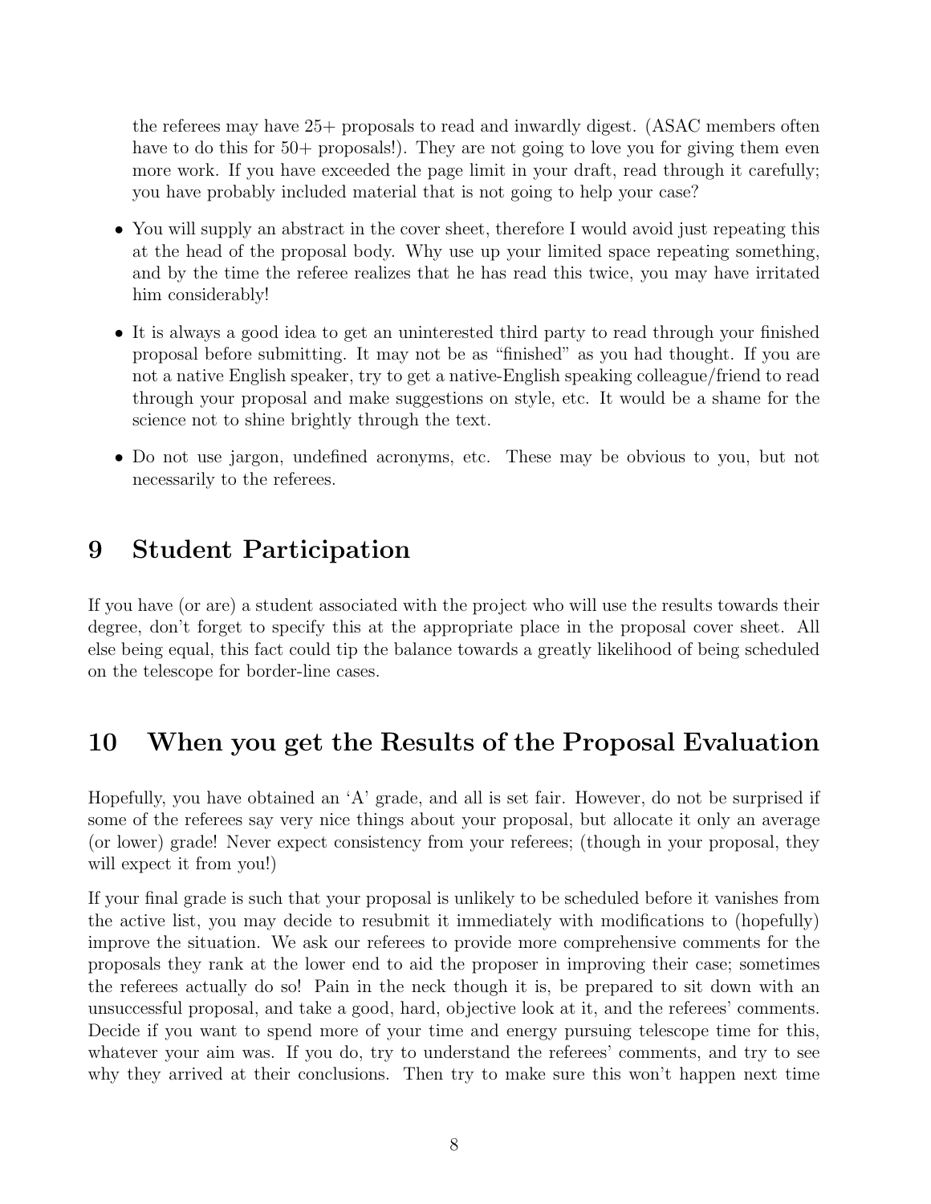the referees may have 25+ proposals to read and inwardly digest. (ASAC members often have to do this for 50+ proposals!). They are not going to love you for giving them even more work. If you have exceeded the page limit in your draft, read through it carefully; you have probably included material that is not going to help your case?

- You will supply an abstract in the cover sheet, therefore I would avoid just repeating this at the head of the proposal body. Why use up your limited space repeating something, and by the time the referee realizes that he has read this twice, you may have irritated him considerably!
- It is always a good idea to get an uninterested third party to read through your finished proposal before submitting. It may not be as "finished" as you had thought. If you are not a native English speaker, try to get a native-English speaking colleague/friend to read through your proposal and make suggestions on style, etc. It would be a shame for the science not to shine brightly through the text.
- Do not use jargon, undefined acronyms, etc. These may be obvious to you, but not necessarily to the referees.

# 9 Student Participation

If you have (or are) a student associated with the project who will use the results towards their degree, don't forget to specify this at the appropriate place in the proposal cover sheet. All else being equal, this fact could tip the balance towards a greatly likelihood of being scheduled on the telescope for border-line cases.

# 10 When you get the Results of the Proposal Evaluation

Hopefully, you have obtained an 'A' grade, and all is set fair. However, do not be surprised if some of the referees say very nice things about your proposal, but allocate it only an average (or lower) grade! Never expect consistency from your referees; (though in your proposal, they will expect it from you!)

If your final grade is such that your proposal is unlikely to be scheduled before it vanishes from the active list, you may decide to resubmit it immediately with modifications to (hopefully) improve the situation. We ask our referees to provide more comprehensive comments for the proposals they rank at the lower end to aid the proposer in improving their case; sometimes the referees actually do so! Pain in the neck though it is, be prepared to sit down with an unsuccessful proposal, and take a good, hard, objective look at it, and the referees' comments. Decide if you want to spend more of your time and energy pursuing telescope time for this, whatever your aim was. If you do, try to understand the referees' comments, and try to see why they arrived at their conclusions. Then try to make sure this won't happen next time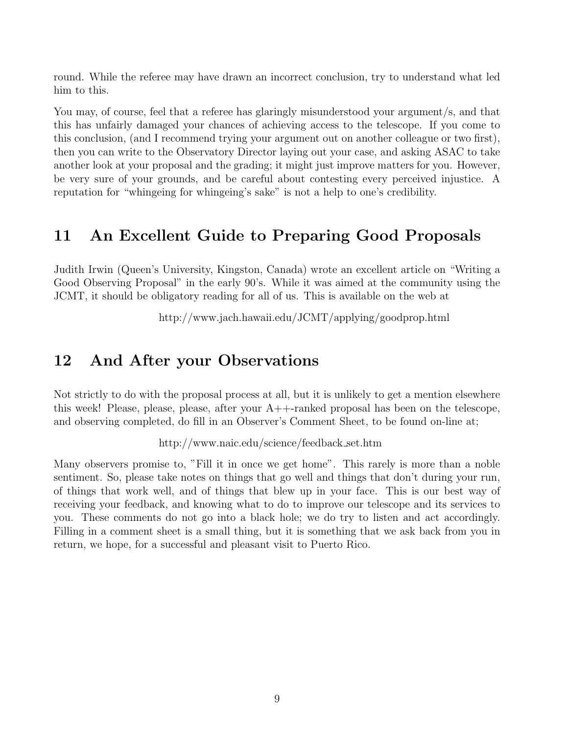round. While the referee may have drawn an incorrect conclusion, try to understand what led him to this.

You may, of course, feel that a referee has glaringly misunderstood your argument/s, and that this has unfairly damaged your chances of achieving access to the telescope. If you come to this conclusion, (and I recommend trying your argument out on another colleague or two first), then you can write to the Observatory Director laying out your case, and asking ASAC to take another look at your proposal and the grading; it might just improve matters for you. However, be very sure of your grounds, and be careful about contesting every perceived injustice. A reputation for "whingeing for whingeing's sake" is not a help to one's credibility.

## 11 An Excellent Guide to Preparing Good Proposals

Judith Irwin (Queen's University, Kingston, Canada) wrote an excellent article on "Writing a Good Observing Proposal" in the early 90's. While it was aimed at the community using the JCMT, it should be obligatory reading for all of us. This is available on the web at

http://www.jach.hawaii.edu/JCMT/applying/goodprop.html

## 12 And After your Observations

Not strictly to do with the proposal process at all, but it is unlikely to get a mention elsewhere this week! Please, please, please, after your A++-ranked proposal has been on the telescope, and observing completed, do fill in an Observer's Comment Sheet, to be found on-line at;

http://www.naic.edu/science/feedback_set.htm

Many observers promise to, "Fill it in once we get home". This rarely is more than a noble sentiment. So, please take notes on things that go well and things that don't during your run, of things that work well, and of things that blew up in your face. This is our best way of receiving your feedback, and knowing what to do to improve our telescope and its services to you. These comments do not go into a black hole; we do try to listen and act accordingly. Filling in a comment sheet is a small thing, but it is something that we ask back from you in return, we hope, for a successful and pleasant visit to Puerto Rico.